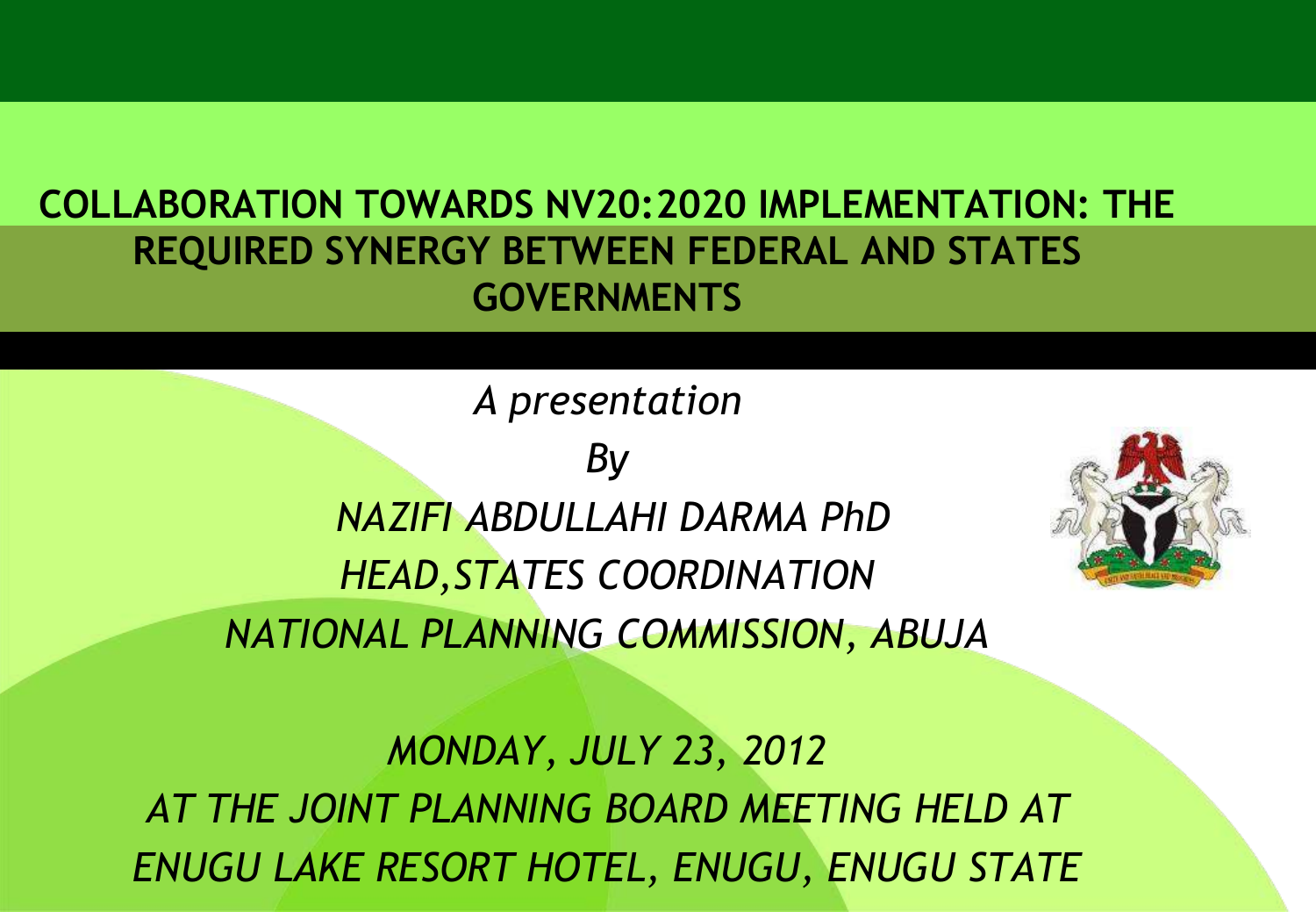# COLLABORATION TOWARDS NV20:2020 IMPLEMENTATION: THE REQUIRED SYNERGY BETWEEN FEDERAL AND STATES GOVERNMENTS

*A presentation*

*By*

*NAZIFI ABDULLAHI DARMA PhD*

*HEAD,STATES COORDINATION*

*NATIONAL PLANNING COMMISSION, ABUJA*

*MONDAY, JULY 23, 2012*

*AT THE JOINT PLANNING BOARD MEETING HELD AT ENUGU LAKE RESORT HOTEL, ENUGU, ENUGU STATE*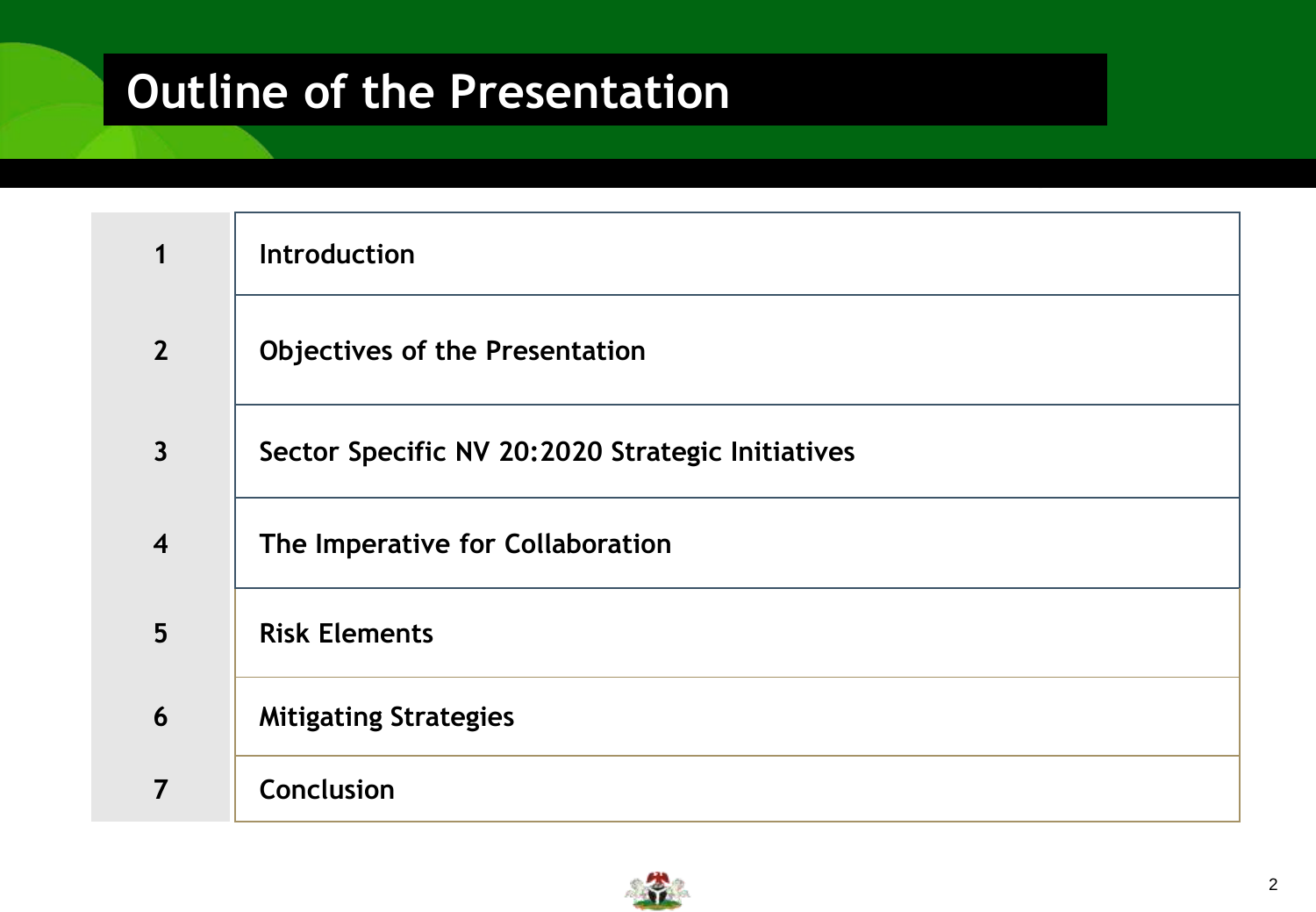# Outline of the Presentation

| | |
|---|---|
| 1 | Introduction |
| 2 | Objectives of the Presentation |
| 3 | Sector Specific NV 20:2020 Strategic Initiatives |
| 4 | The Imperative for Collaboration |
| 5 | Risk Elements |
| 6 | Mitigating Strategies |
| 7 | Conclusion |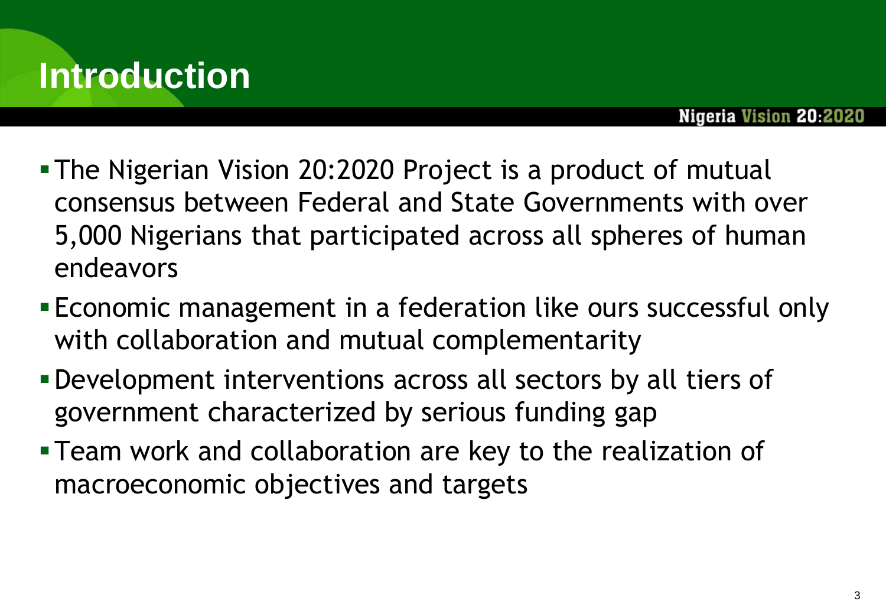# Introduction

- The Nigerian Vision 20:2020 Project is a product of mutual consensus between Federal and State Governments with over 5,000 Nigerians that participated across all spheres of human endeavors
- Economic management in a federation like ours successful only with collaboration and mutual complementarity
- Development interventions across all sectors by all tiers of government characterized by serious funding gap
- Team work and collaboration are key to the realization of macroeconomic objectives and targets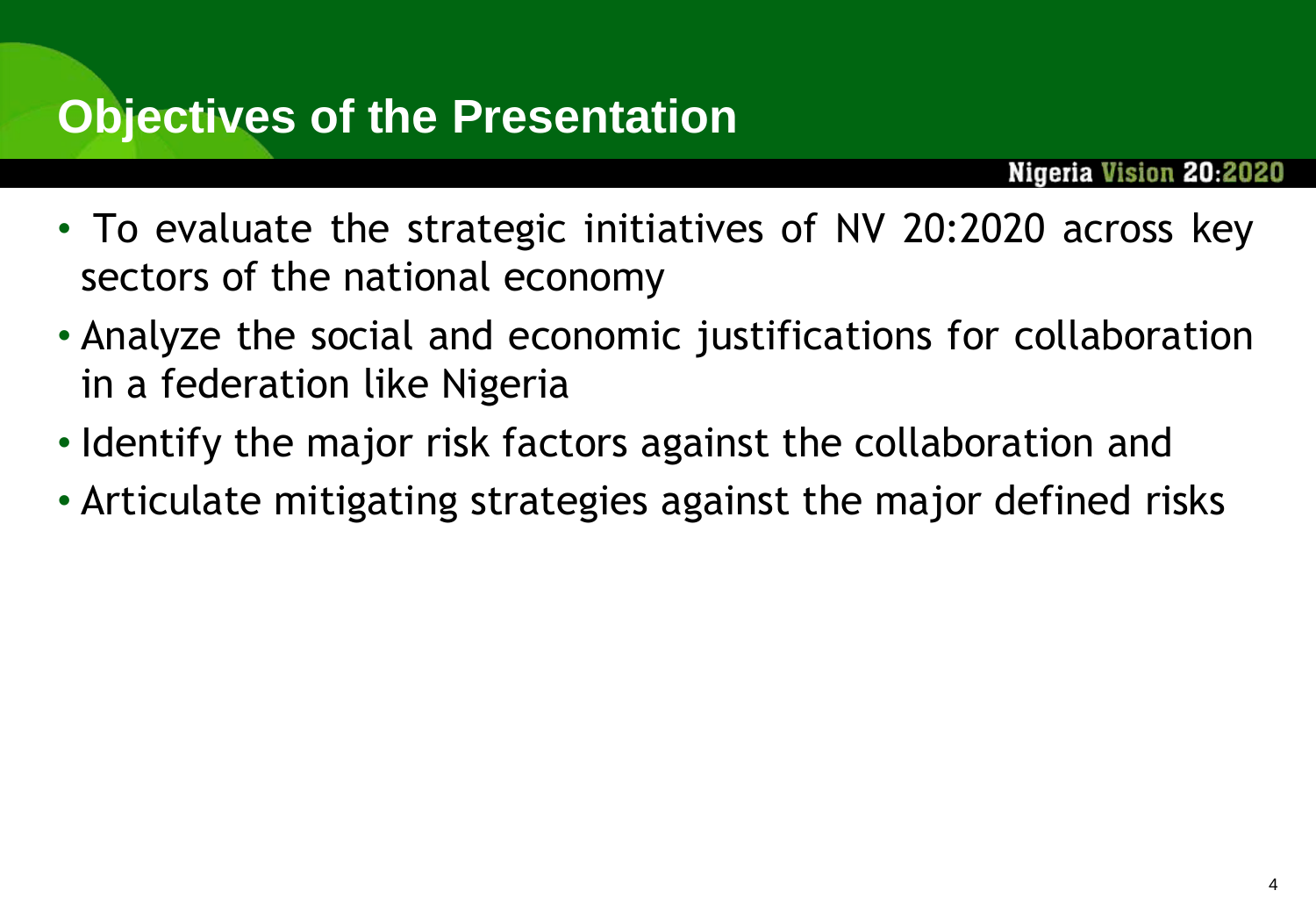# Objectives of the Presentation

- To evaluate the strategic initiatives of NV 20:2020 across key sectors of the national economy
- Analyze the social and economic justifications for collaboration in a federation like Nigeria
- Identify the major risk factors against the collaboration and
- Articulate mitigating strategies against the major defined risks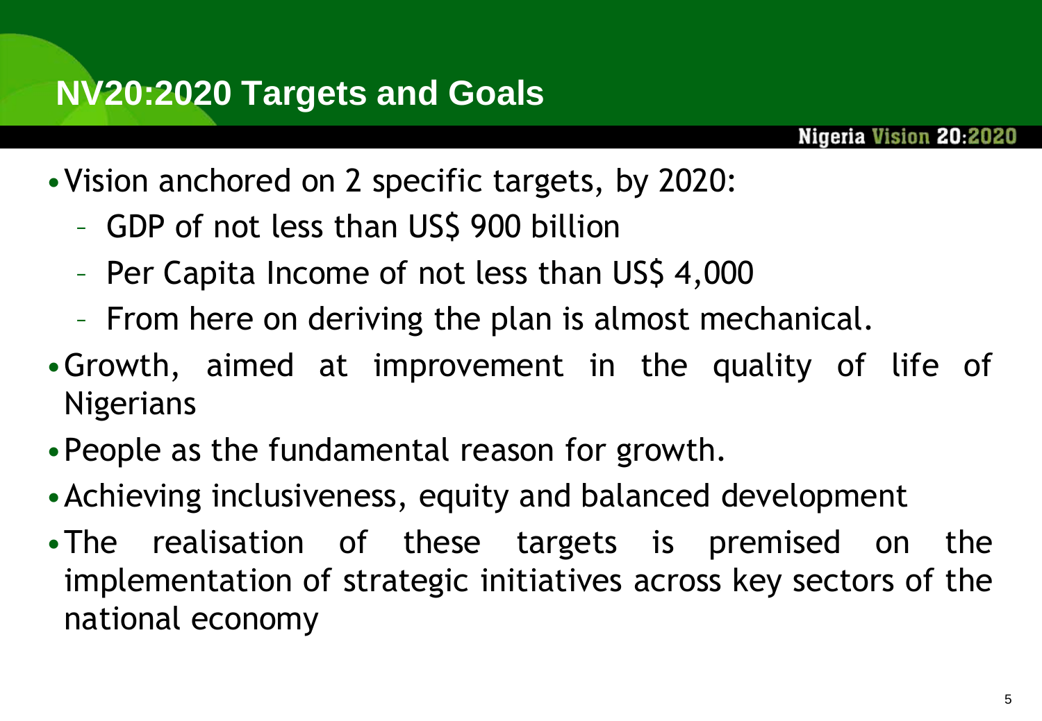# NV20:2020 Targets and Goals

- Vision anchored on 2 specific targets, by 2020:
  - GDP of not less than US$ 900 billion
  - Per Capita Income of not less than US$ 4,000
  - From here on deriving the plan is almost mechanical.
- Growth, aimed at improvement in the quality of life of Nigerians
- People as the fundamental reason for growth.
- Achieving inclusiveness, equity and balanced development
- The realisation of these targets is premised on the implementation of strategic initiatives across key sectors of the national economy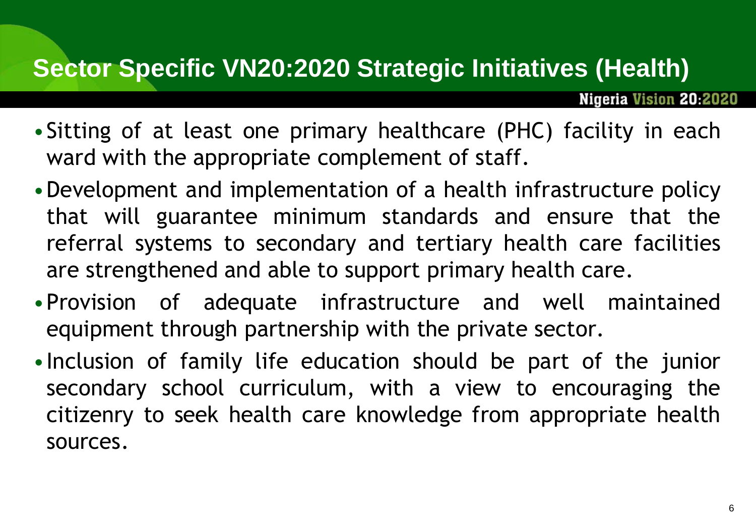# Sector Specific VN20:2020 Strategic Initiatives (Health)

- Sitting of at least one primary healthcare (PHC) facility in each ward with the appropriate complement of staff.
- Development and implementation of a health infrastructure policy that will guarantee minimum standards and ensure that the referral systems to secondary and tertiary health care facilities are strengthened and able to support primary health care.
- Provision of adequate infrastructure and well maintained equipment through partnership with the private sector.
- Inclusion of family life education should be part of the junior secondary school curriculum, with a view to encouraging the citizenry to seek health care knowledge from appropriate health sources.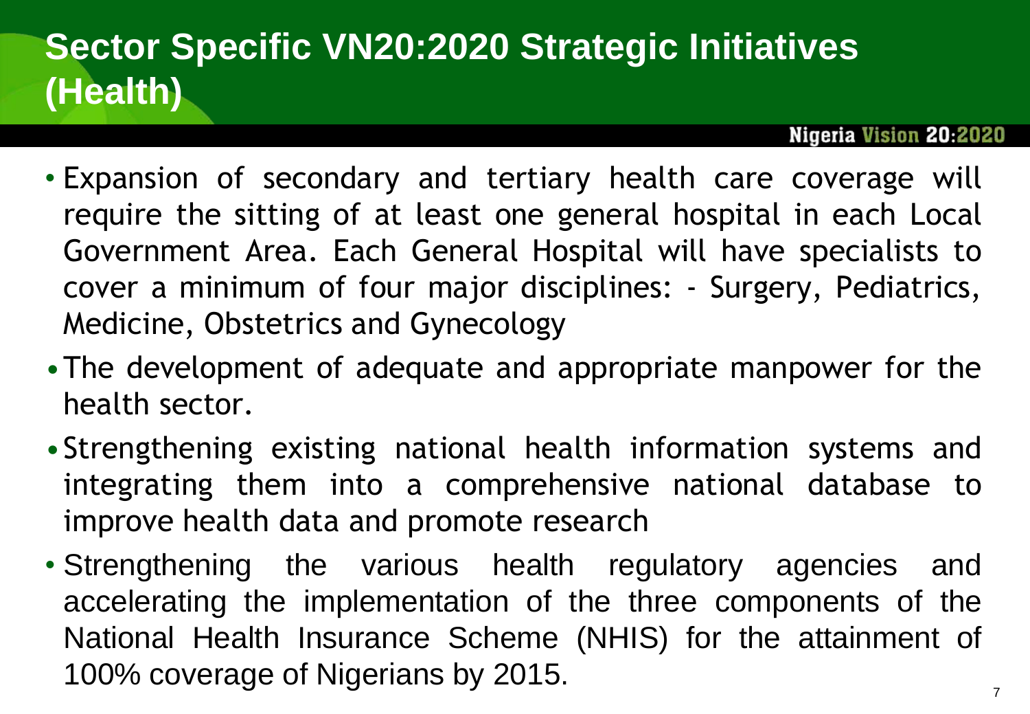# Sector Specific VN20:2020 Strategic Initiatives (Health)

- Expansion of secondary and tertiary health care coverage will require the sitting of at least one general hospital in each Local Government Area. Each General Hospital will have specialists to cover a minimum of four major disciplines: - Surgery, Pediatrics, Medicine, Obstetrics and Gynecology
- The development of adequate and appropriate manpower for the health sector.
- Strengthening existing national health information systems and integrating them into a comprehensive national database to improve health data and promote research
- Strengthening the various health regulatory agencies and accelerating the implementation of the three components of the National Health Insurance Scheme (NHIS) for the attainment of 100% coverage of Nigerians by 2015.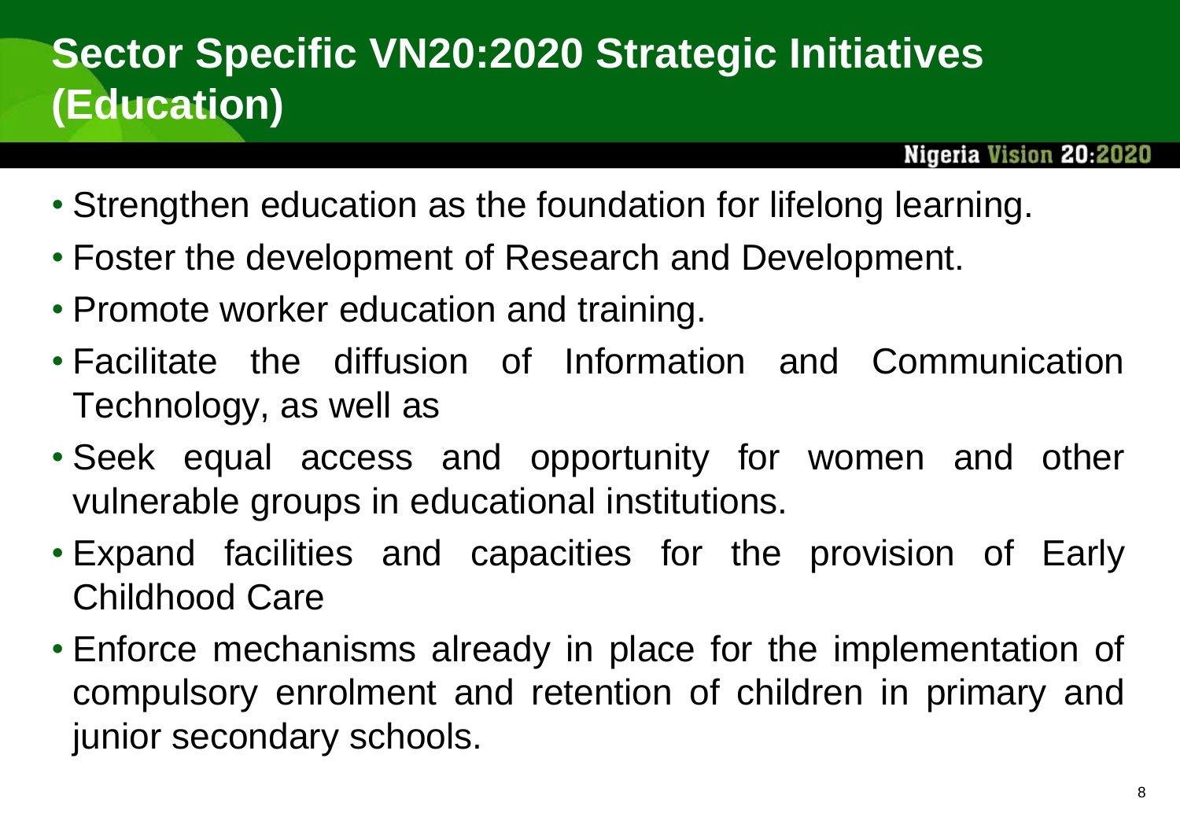# Sector Specific VN20:2020 Strategic Initiatives (Education)

- Strengthen education as the foundation for lifelong learning.
- Foster the development of Research and Development.
- Promote worker education and training.
- Facilitate the diffusion of Information and Communication Technology, as well as
- Seek equal access and opportunity for women and other vulnerable groups in educational institutions.
- Expand facilities and capacities for the provision of Early Childhood Care
- Enforce mechanisms already in place for the implementation of compulsory enrolment and retention of children in primary and junior secondary schools.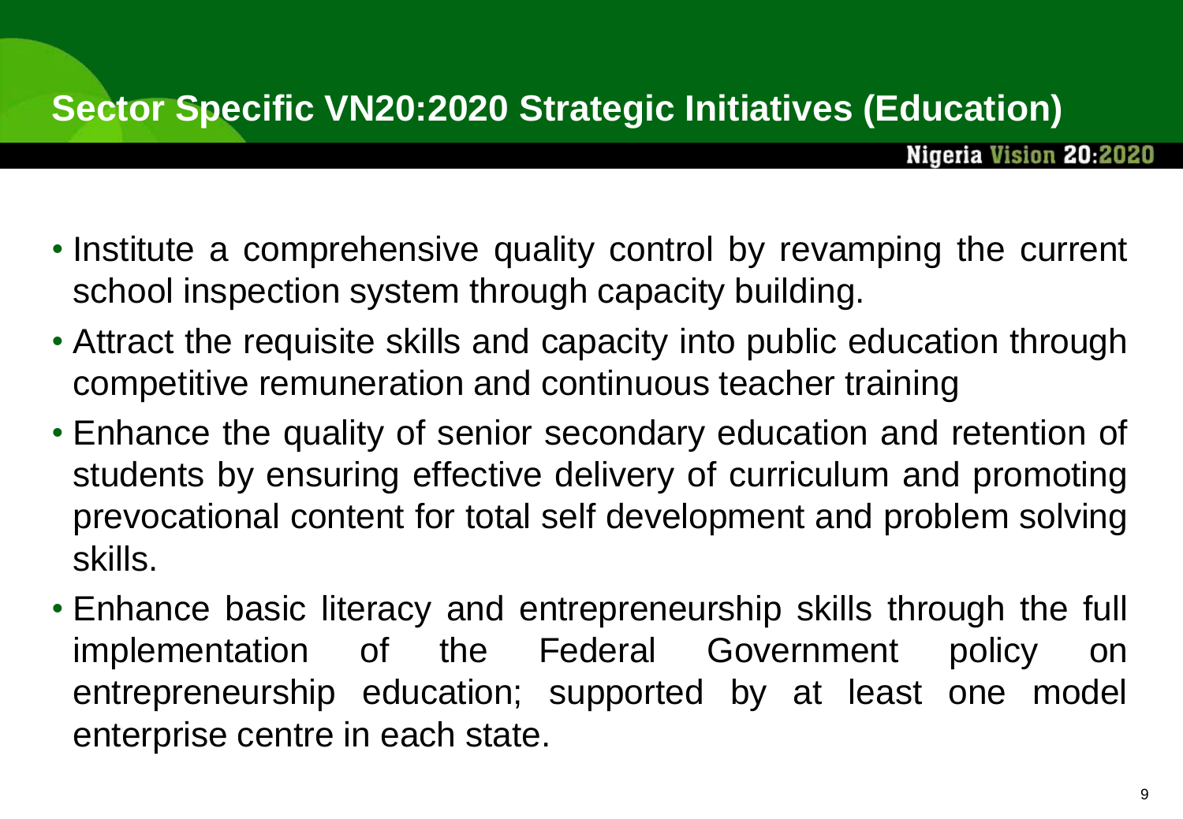## Sector Specific VN20:2020 Strategic Initiatives (Education)

- Institute a comprehensive quality control by revamping the current school inspection system through capacity building.
- Attract the requisite skills and capacity into public education through competitive remuneration and continuous teacher training
- Enhance the quality of senior secondary education and retention of students by ensuring effective delivery of curriculum and promoting prevocational content for total self development and problem solving skills.
- Enhance basic literacy and entrepreneurship skills through the full implementation of the Federal Government policy on entrepreneurship education; supported by at least one model enterprise centre in each state.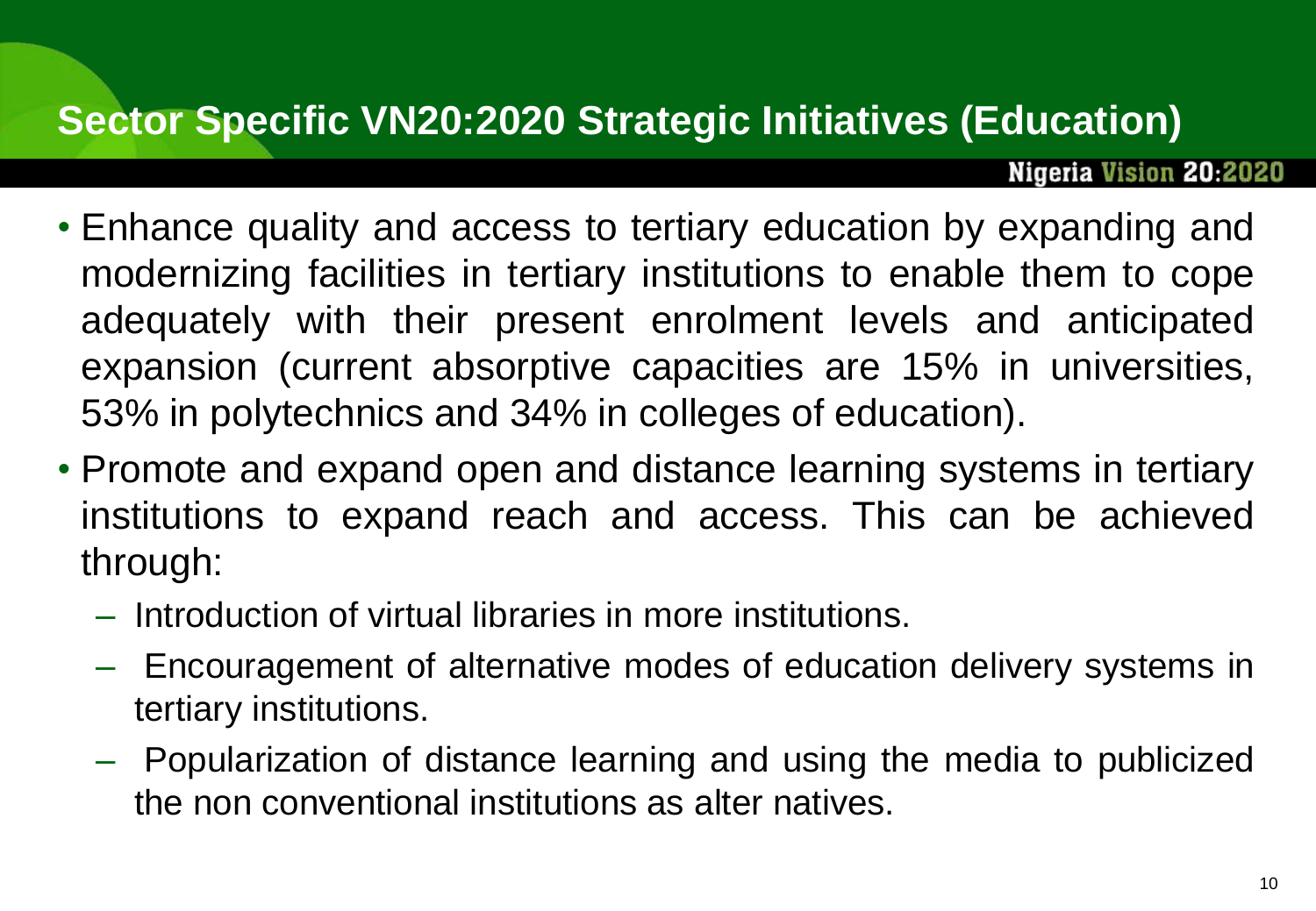## Sector Specific VN20:2020 Strategic Initiatives (Education)

- Enhance quality and access to tertiary education by expanding and modernizing facilities in tertiary institutions to enable them to cope adequately with their present enrolment levels and anticipated expansion (current absorptive capacities are 15% in universities, 53% in polytechnics and 34% in colleges of education).
- Promote and expand open and distance learning systems in tertiary institutions to expand reach and access. This can be achieved through:
  - Introduction of virtual libraries in more institutions.
  - Encouragement of alternative modes of education delivery systems in tertiary institutions.
  - Popularization of distance learning and using the media to publicized the non conventional institutions as alter natives.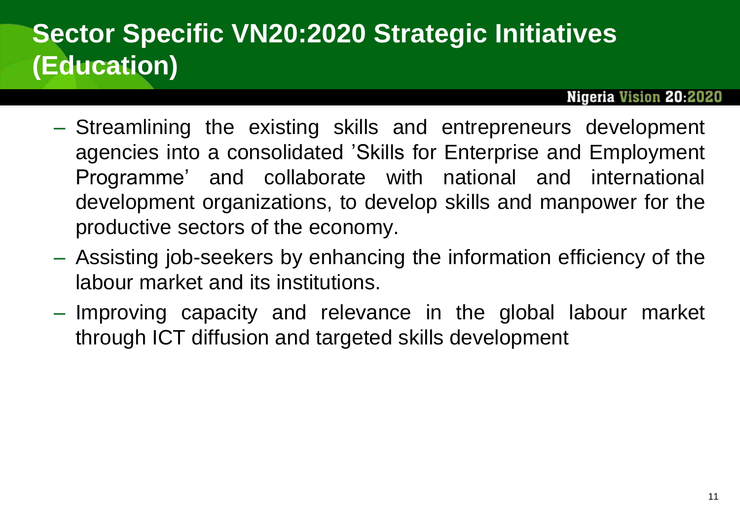# Sector Specific VN20:2020 Strategic Initiatives (Education)

- Streamlining the existing skills and entrepreneurs development agencies into a consolidated 'Skills for Enterprise and Employment Programme' and collaborate with national and international development organizations, to develop skills and manpower for the productive sectors of the economy.
- Assisting job-seekers by enhancing the information efficiency of the labour market and its institutions.
- Improving capacity and relevance in the global labour market through ICT diffusion and targeted skills development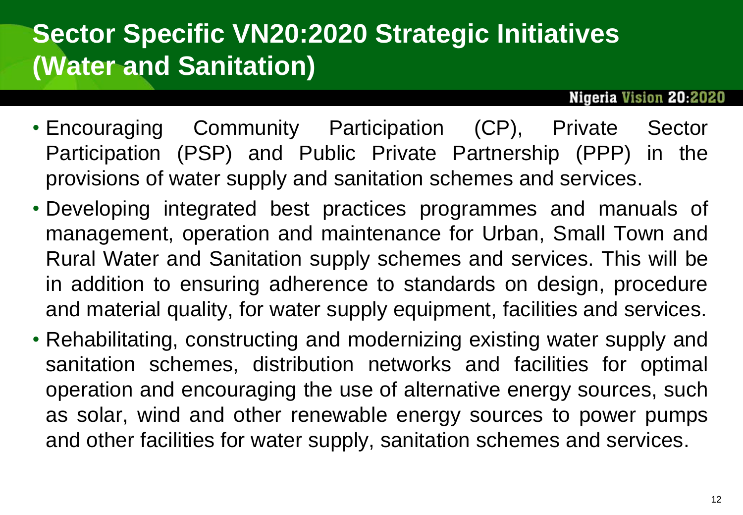# Sector Specific VN20:2020 Strategic Initiatives (Water and Sanitation)

- Encouraging Community Participation (CP), Private Sector Participation (PSP) and Public Private Partnership (PPP) in the provisions of water supply and sanitation schemes and services.
- Developing integrated best practices programmes and manuals of management, operation and maintenance for Urban, Small Town and Rural Water and Sanitation supply schemes and services. This will be in addition to ensuring adherence to standards on design, procedure and material quality, for water supply equipment, facilities and services.
- Rehabilitating, constructing and modernizing existing water supply and sanitation schemes, distribution networks and facilities for optimal operation and encouraging the use of alternative energy sources, such as solar, wind and other renewable energy sources to power pumps and other facilities for water supply, sanitation schemes and services.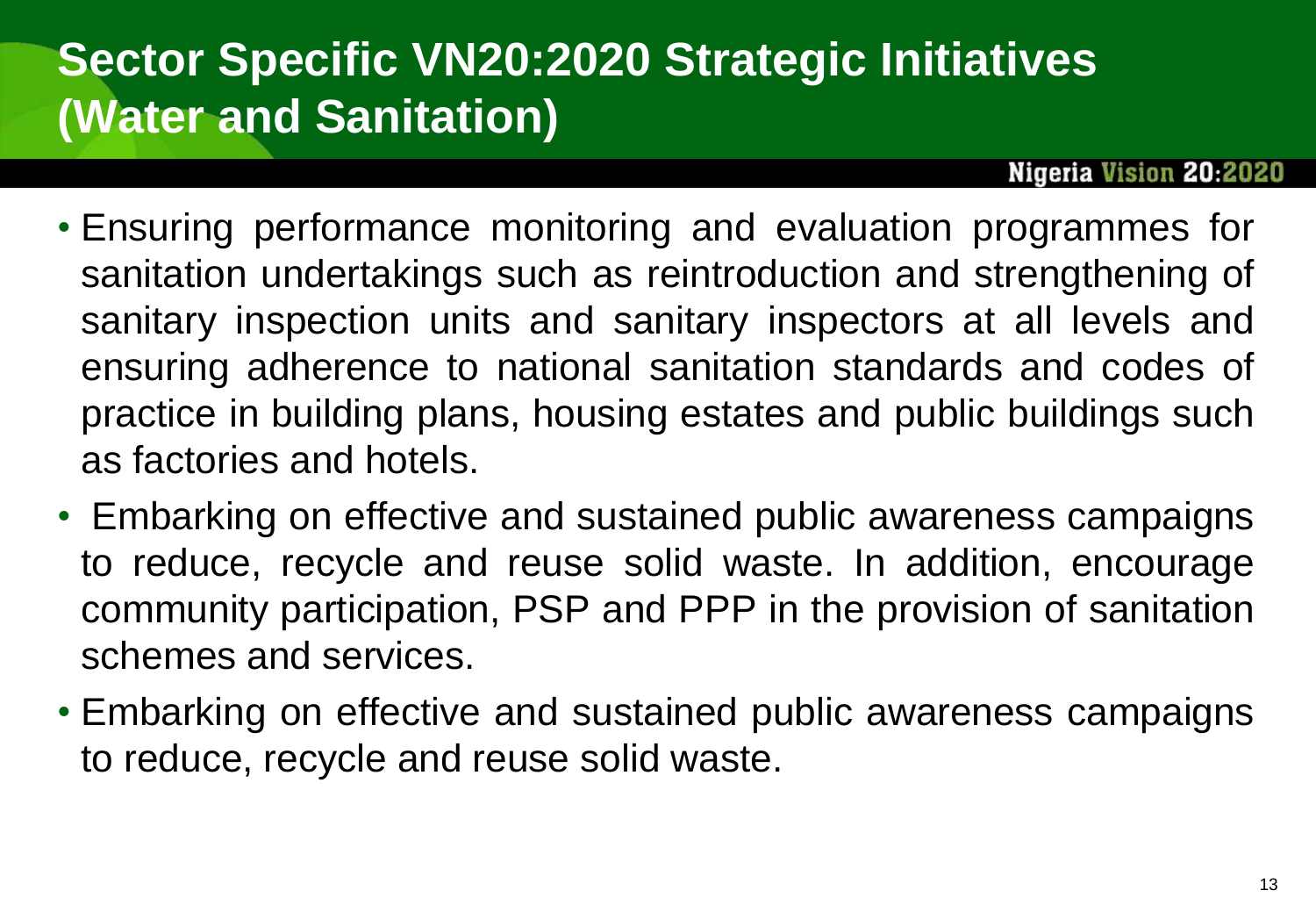# Sector Specific VN20:2020 Strategic Initiatives (Water and Sanitation)

- Ensuring performance monitoring and evaluation programmes for sanitation undertakings such as reintroduction and strengthening of sanitary inspection units and sanitary inspectors at all levels and ensuring adherence to national sanitation standards and codes of practice in building plans, housing estates and public buildings such as factories and hotels.
- Embarking on effective and sustained public awareness campaigns to reduce, recycle and reuse solid waste. In addition, encourage community participation, PSP and PPP in the provision of sanitation schemes and services.
- Embarking on effective and sustained public awareness campaigns to reduce, recycle and reuse solid waste.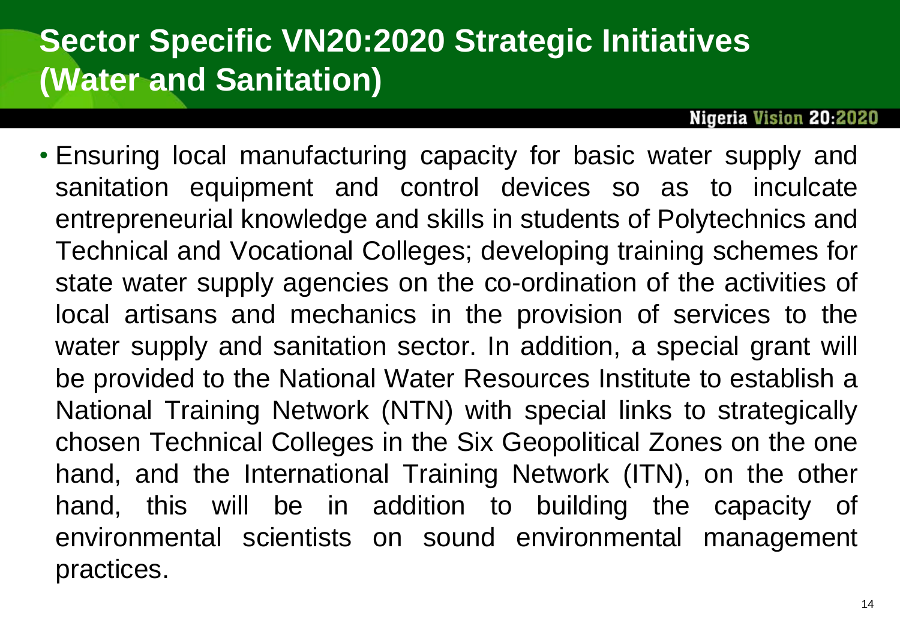# Sector Specific VN20:2020 Strategic Initiatives (Water and Sanitation)

- Ensuring local manufacturing capacity for basic water supply and sanitation equipment and control devices so as to inculcate entrepreneurial knowledge and skills in students of Polytechnics and Technical and Vocational Colleges; developing training schemes for state water supply agencies on the co-ordination of the activities of local artisans and mechanics in the provision of services to the water supply and sanitation sector. In addition, a special grant will be provided to the National Water Resources Institute to establish a National Training Network (NTN) with special links to strategically chosen Technical Colleges in the Six Geopolitical Zones on the one hand, and the International Training Network (ITN), on the other hand, this will be in addition to building the capacity of environmental scientists on sound environmental management practices.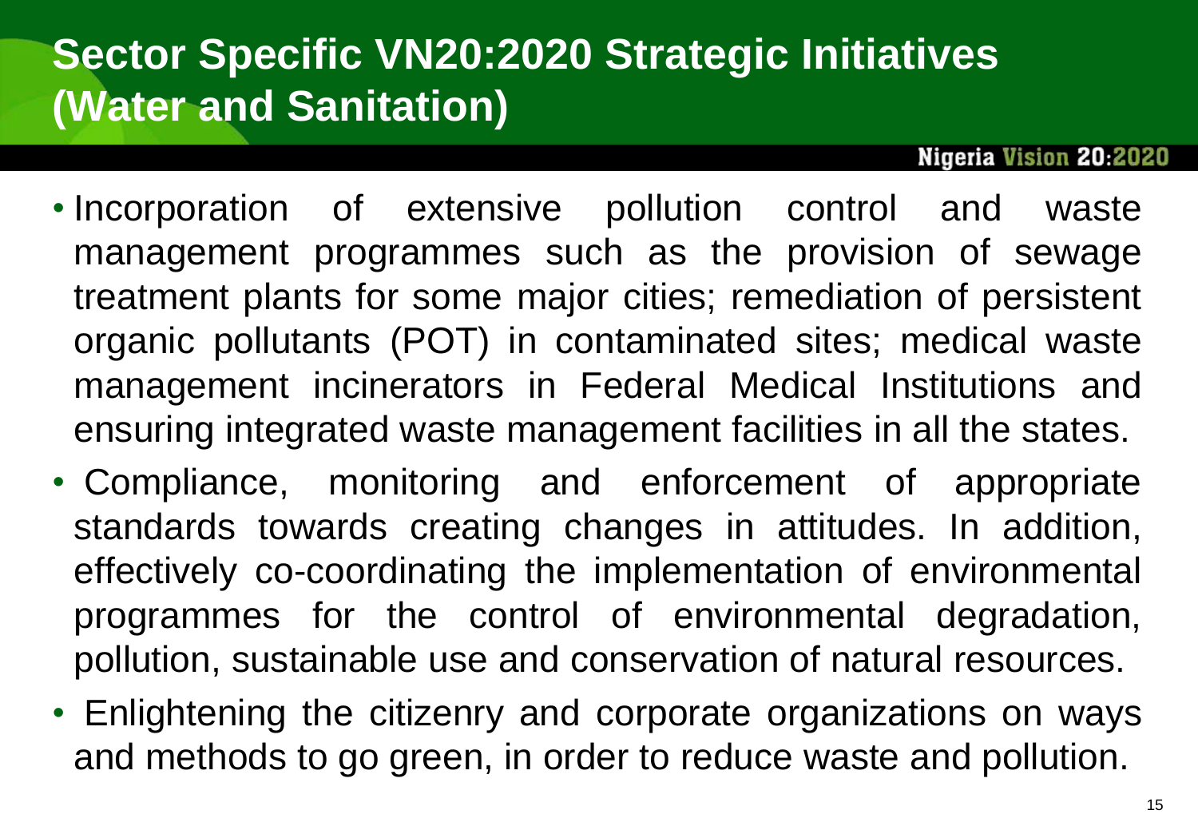# Sector Specific VN20:2020 Strategic Initiatives (Water and Sanitation)

- Incorporation of extensive pollution control and waste management programmes such as the provision of sewage treatment plants for some major cities; remediation of persistent organic pollutants (POT) in contaminated sites; medical waste management incinerators in Federal Medical Institutions and ensuring integrated waste management facilities in all the states.
- Compliance, monitoring and enforcement of appropriate standards towards creating changes in attitudes. In addition, effectively co-coordinating the implementation of environmental programmes for the control of environmental degradation, pollution, sustainable use and conservation of natural resources.
- Enlightening the citizenry and corporate organizations on ways and methods to go green, in order to reduce waste and pollution.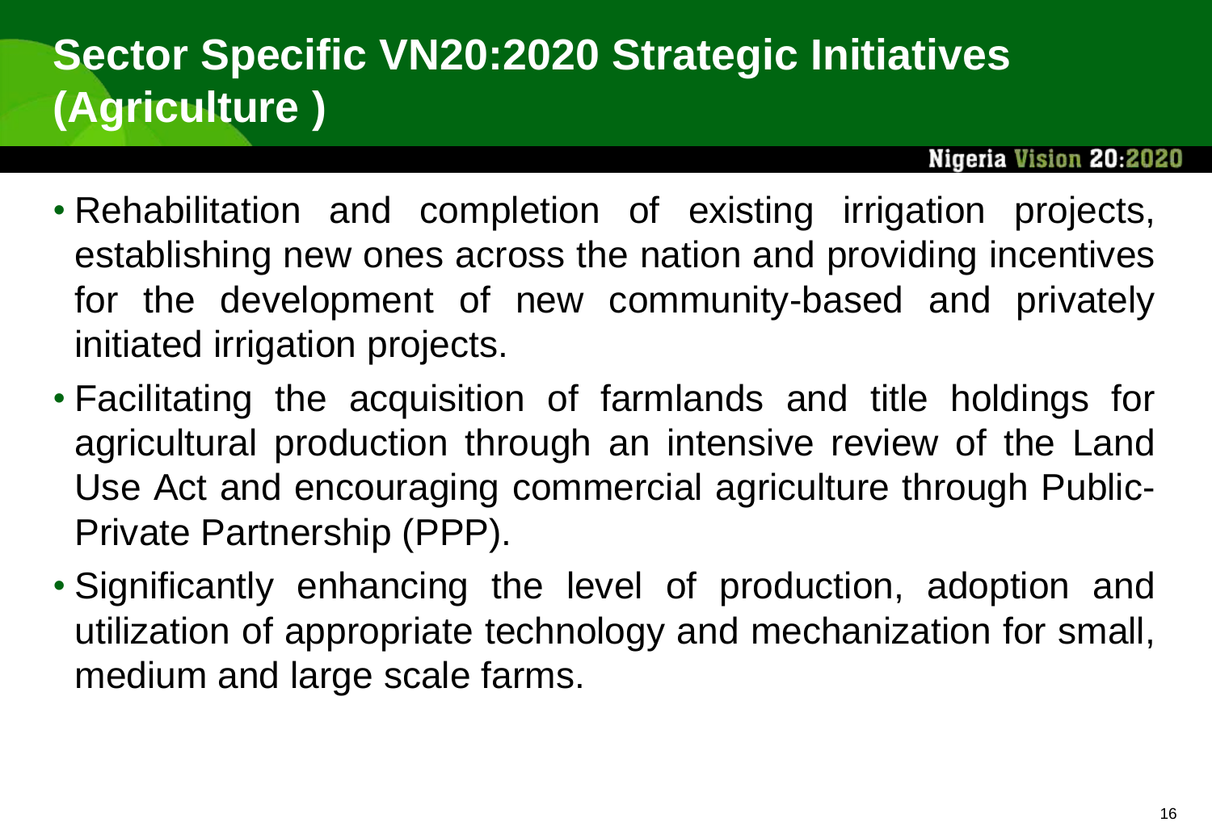# Sector Specific VN20:2020 Strategic Initiatives (Agriculture )

- Rehabilitation and completion of existing irrigation projects, establishing new ones across the nation and providing incentives for the development of new community-based and privately initiated irrigation projects.
- Facilitating the acquisition of farmlands and title holdings for agricultural production through an intensive review of the Land Use Act and encouraging commercial agriculture through Public-Private Partnership (PPP).
- Significantly enhancing the level of production, adoption and utilization of appropriate technology and mechanization for small, medium and large scale farms.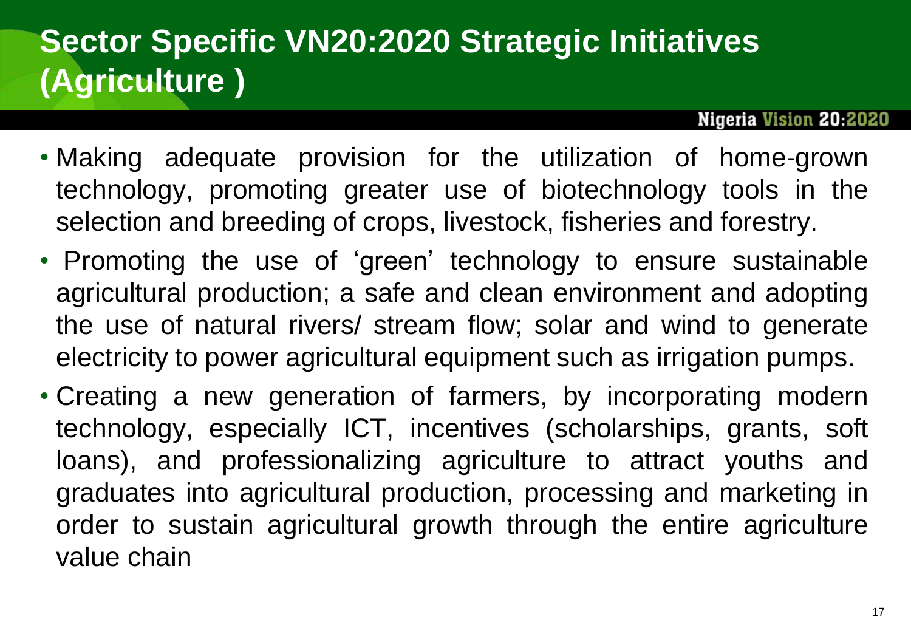# Sector Specific VN20:2020 Strategic Initiatives (Agriculture )

- Making adequate provision for the utilization of home-grown technology, promoting greater use of biotechnology tools in the selection and breeding of crops, livestock, fisheries and forestry.
- Promoting the use of 'green' technology to ensure sustainable agricultural production; a safe and clean environment and adopting the use of natural rivers/ stream flow; solar and wind to generate electricity to power agricultural equipment such as irrigation pumps.
- Creating a new generation of farmers, by incorporating modern technology, especially ICT, incentives (scholarships, grants, soft loans), and professionalizing agriculture to attract youths and graduates into agricultural production, processing and marketing in order to sustain agricultural growth through the entire agriculture value chain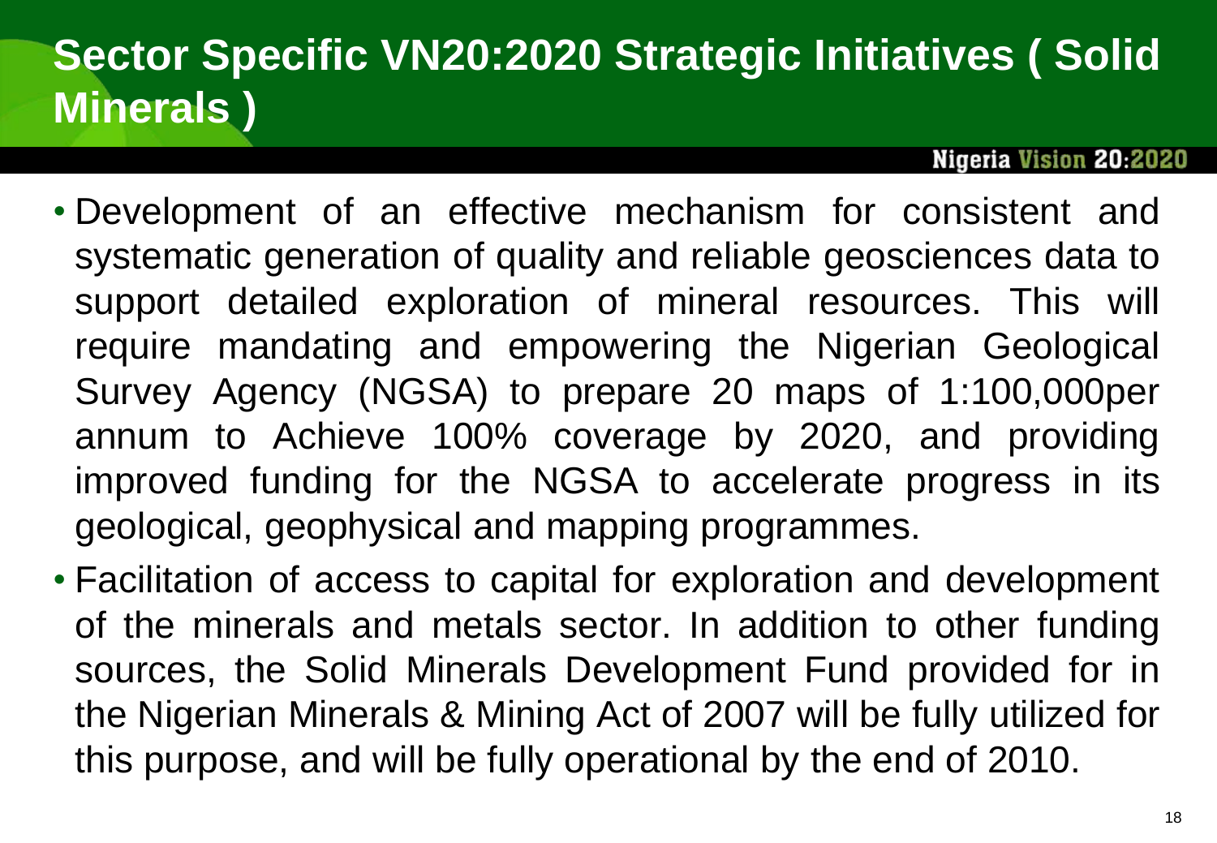# Sector Specific VN20:2020 Strategic Initiatives ( Solid Minerals )

- Development of an effective mechanism for consistent and systematic generation of quality and reliable geosciences data to support detailed exploration of mineral resources. This will require mandating and empowering the Nigerian Geological Survey Agency (NGSA) to prepare 20 maps of 1:100,000per annum to Achieve 100% coverage by 2020, and providing improved funding for the NGSA to accelerate progress in its geological, geophysical and mapping programmes.
- Facilitation of access to capital for exploration and development of the minerals and metals sector. In addition to other funding sources, the Solid Minerals Development Fund provided for in the Nigerian Minerals & Mining Act of 2007 will be fully utilized for this purpose, and will be fully operational by the end of 2010.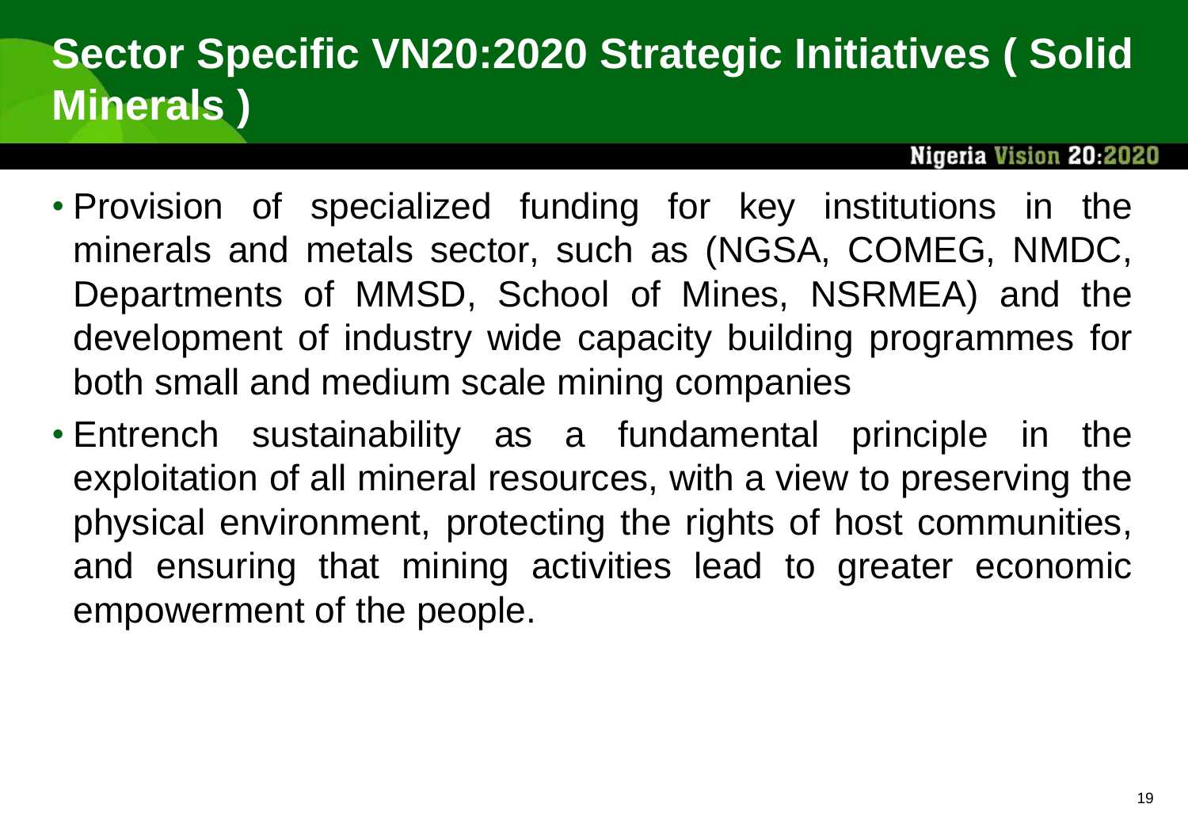# Sector Specific VN20:2020 Strategic Initiatives ( Solid Minerals )

- Provision of specialized funding for key institutions in the minerals and metals sector, such as (NGSA, COMEG, NMDC, Departments of MMSD, School of Mines, NSRMEA) and the development of industry wide capacity building programmes for both small and medium scale mining companies
- Entrench sustainability as a fundamental principle in the exploitation of all mineral resources, with a view to preserving the physical environment, protecting the rights of host communities, and ensuring that mining activities lead to greater economic empowerment of the people.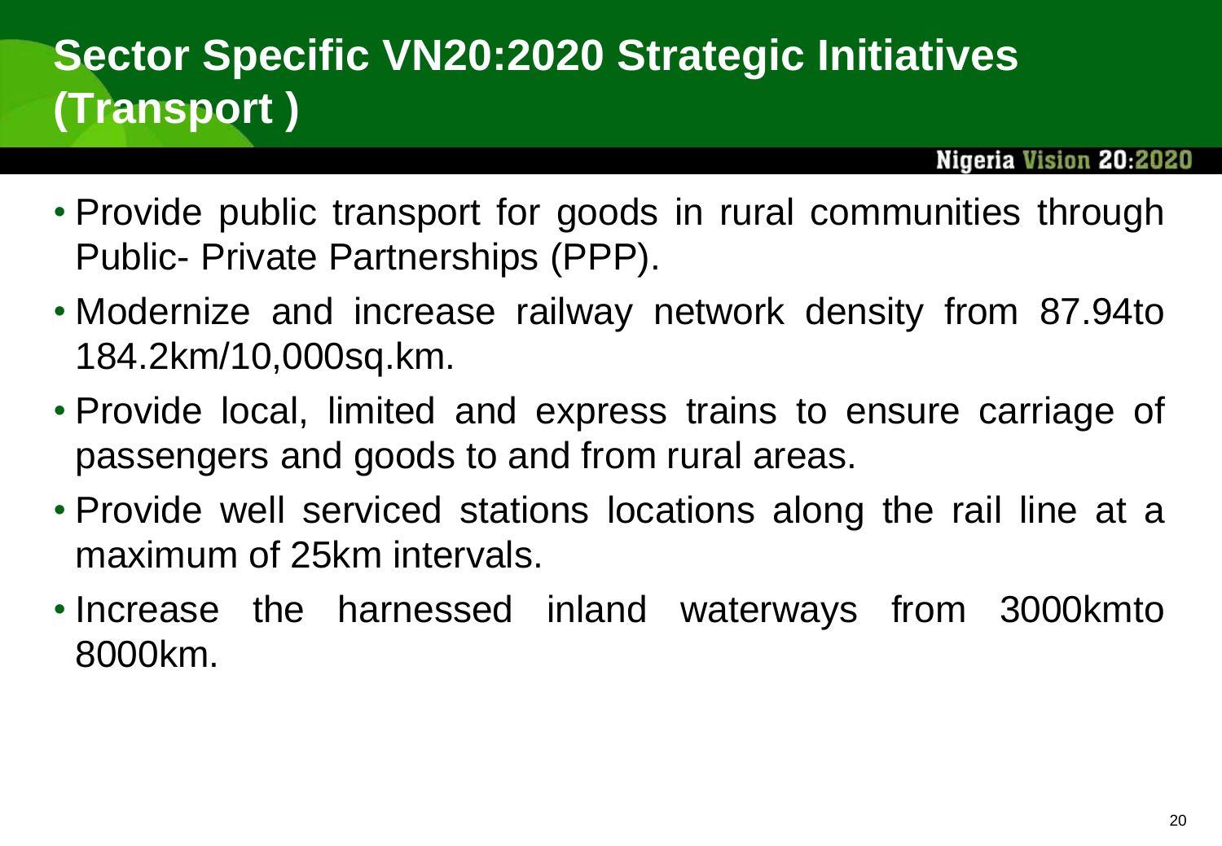# Sector Specific VN20:2020 Strategic Initiatives (Transport )

- Provide public transport for goods in rural communities through Public- Private Partnerships (PPP).
- Modernize and increase railway network density from 87.94to 184.2km/10,000sq.km.
- Provide local, limited and express trains to ensure carriage of passengers and goods to and from rural areas.
- Provide well serviced stations locations along the rail line at a maximum of 25km intervals.
- Increase the harnessed inland waterways from 3000kmto 8000km.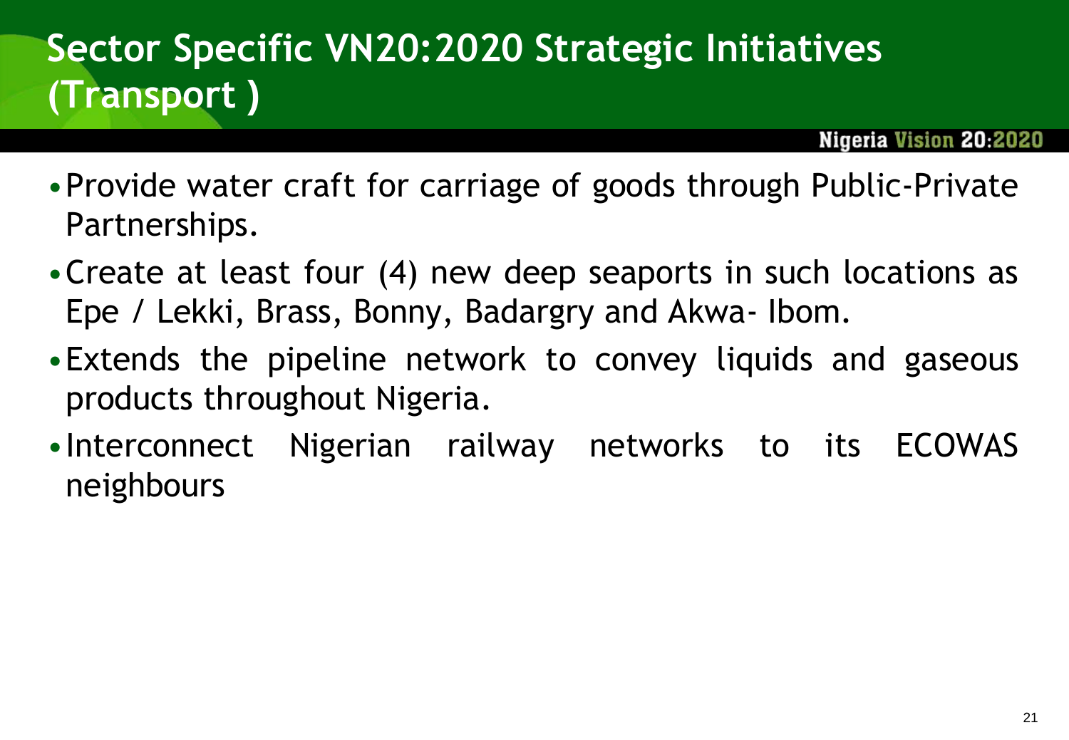# Sector Specific VN20:2020 Strategic Initiatives (Transport )

- Provide water craft for carriage of goods through Public-Private Partnerships.
- Create at least four (4) new deep seaports in such locations as Epe / Lekki, Brass, Bonny, Badargry and Akwa- Ibom.
- Extends the pipeline network to convey liquids and gaseous products throughout Nigeria.
- Interconnect Nigerian railway networks to its ECOWAS neighbours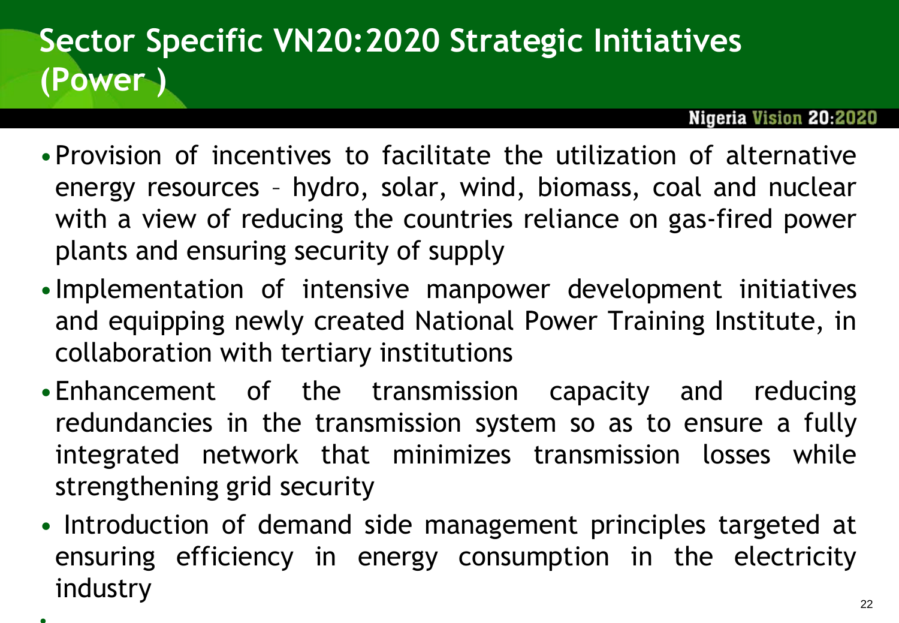# Sector Specific VN20:2020 Strategic Initiatives (Power )

- Provision of incentives to facilitate the utilization of alternative energy resources – hydro, solar, wind, biomass, coal and nuclear with a view of reducing the countries reliance on gas-fired power plants and ensuring security of supply
- Implementation of intensive manpower development initiatives and equipping newly created National Power Training Institute, in collaboration with tertiary institutions
- Enhancement of the transmission capacity and reducing redundancies in the transmission system so as to ensure a fully integrated network that minimizes transmission losses while strengthening grid security
- Introduction of demand side management principles targeted at ensuring efficiency in energy consumption in the electricity industry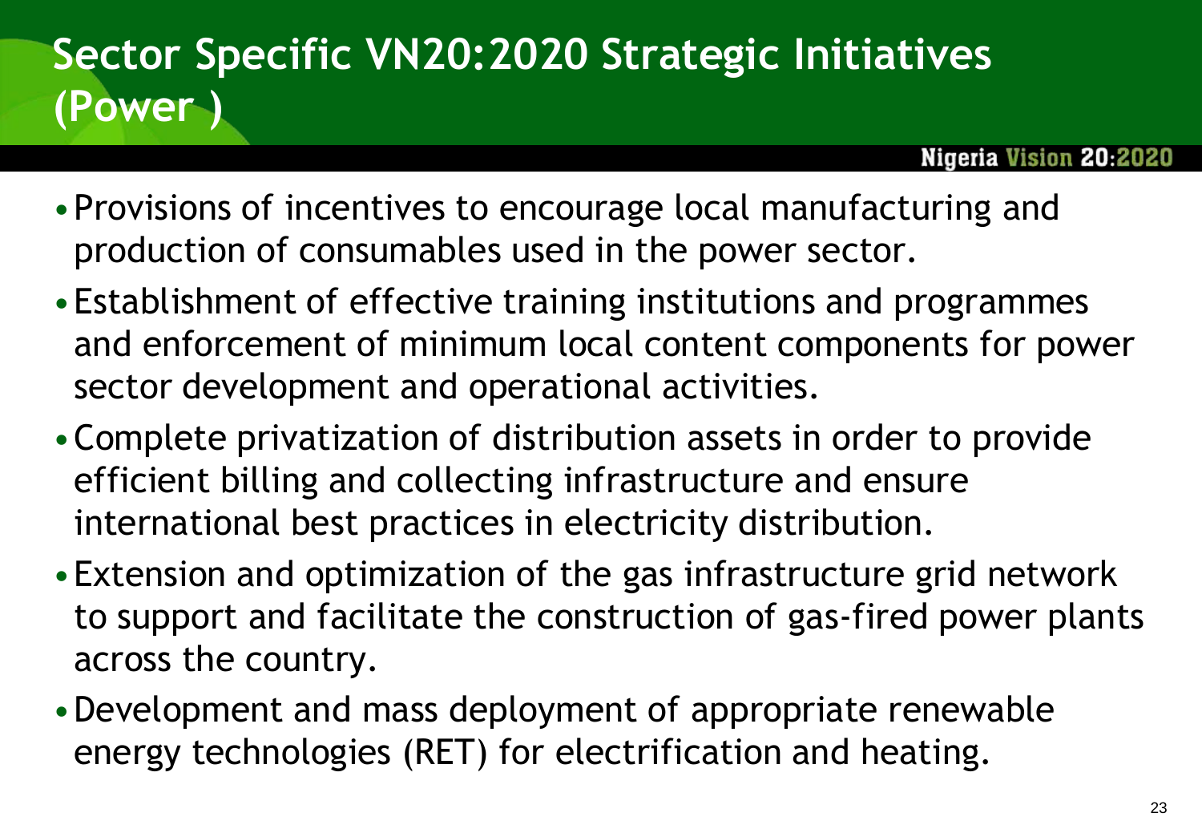# Sector Specific VN20:2020 Strategic Initiatives (Power )

- Provisions of incentives to encourage local manufacturing and production of consumables used in the power sector.
- Establishment of effective training institutions and programmes and enforcement of minimum local content components for power sector development and operational activities.
- Complete privatization of distribution assets in order to provide efficient billing and collecting infrastructure and ensure international best practices in electricity distribution.
- Extension and optimization of the gas infrastructure grid network to support and facilitate the construction of gas-fired power plants across the country.
- Development and mass deployment of appropriate renewable energy technologies (RET) for electrification and heating.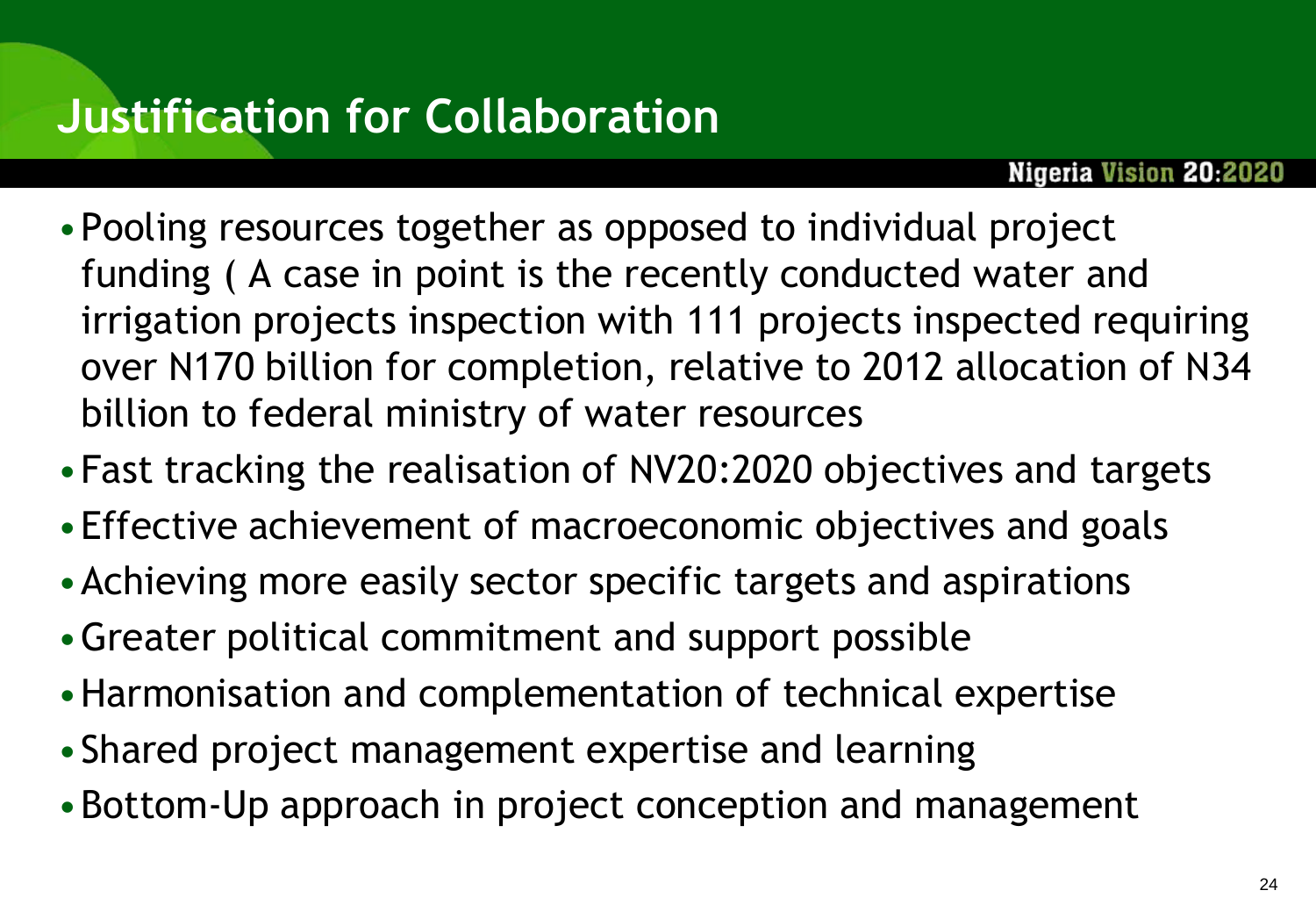# Justification for Collaboration

- Pooling resources together as opposed to individual project funding ( A case in point is the recently conducted water and irrigation projects inspection with 111 projects inspected requiring over N170 billion for completion, relative to 2012 allocation of N34 billion to federal ministry of water resources
- Fast tracking the realisation of NV20:2020 objectives and targets
- Effective achievement of macroeconomic objectives and goals
- Achieving more easily sector specific targets and aspirations
- Greater political commitment and support possible
- Harmonisation and complementation of technical expertise
- Shared project management expertise and learning
- Bottom-Up approach in project conception and management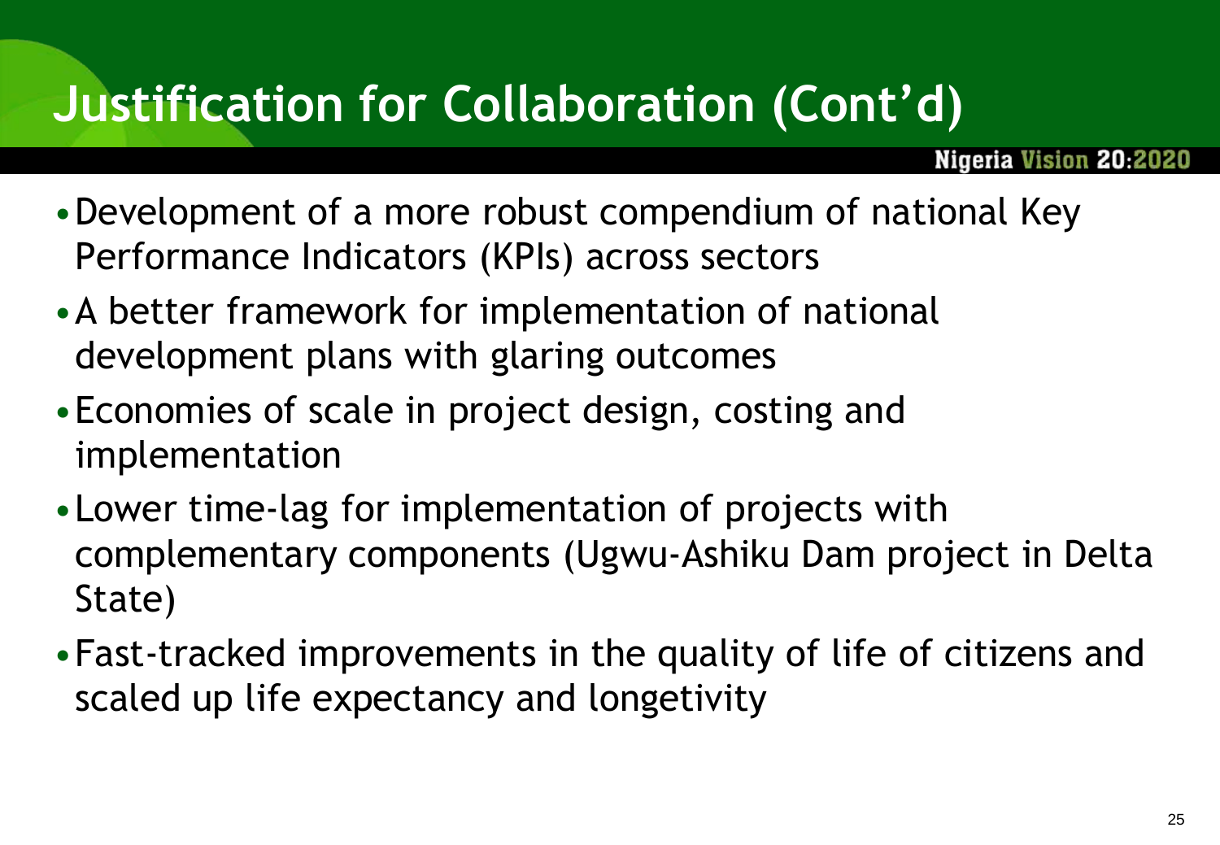# Justification for Collaboration (Cont'd)

- Development of a more robust compendium of national Key Performance Indicators (KPIs) across sectors
- A better framework for implementation of national development plans with glaring outcomes
- Economies of scale in project design, costing and implementation
- Lower time-lag for implementation of projects with complementary components (Ugwu-Ashiku Dam project in Delta State)
- Fast-tracked improvements in the quality of life of citizens and scaled up life expectancy and longetivity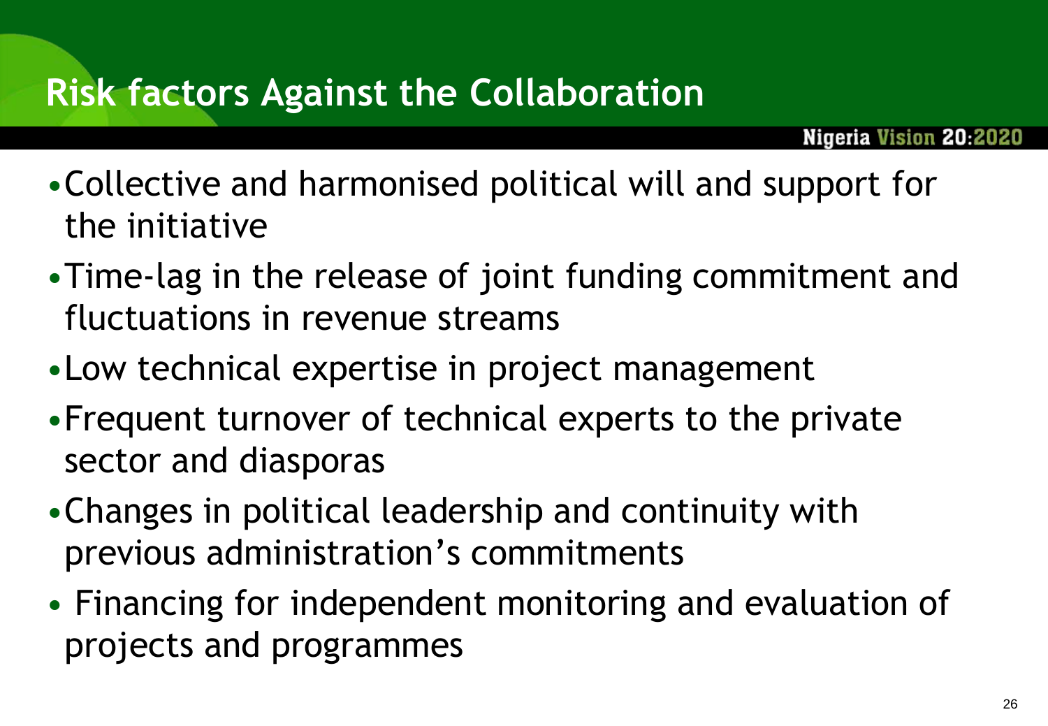# Risk factors Against the Collaboration

- Collective and harmonised political will and support for the initiative
- Time-lag in the release of joint funding commitment and fluctuations in revenue streams
- Low technical expertise in project management
- Frequent turnover of technical experts to the private sector and diasporas
- Changes in political leadership and continuity with previous administration's commitments
- Financing for independent monitoring and evaluation of projects and programmes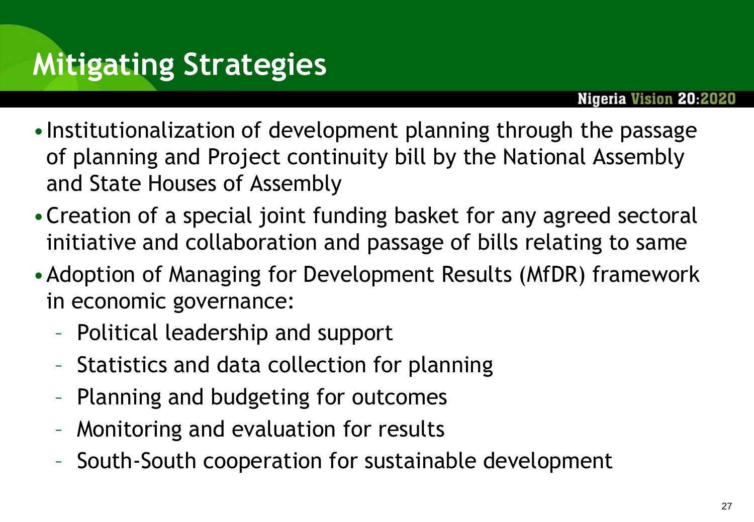# Mitigating Strategies

- Institutionalization of development planning through the passage of planning and Project continuity bill by the National Assembly and State Houses of Assembly
- Creation of a special joint funding basket for any agreed sectoral initiative and collaboration and passage of bills relating to same
- Adoption of Managing for Development Results (MfDR) framework in economic governance:
  - Political leadership and support
  - Statistics and data collection for planning
  - Planning and budgeting for outcomes
  - Monitoring and evaluation for results
  - South-South cooperation for sustainable development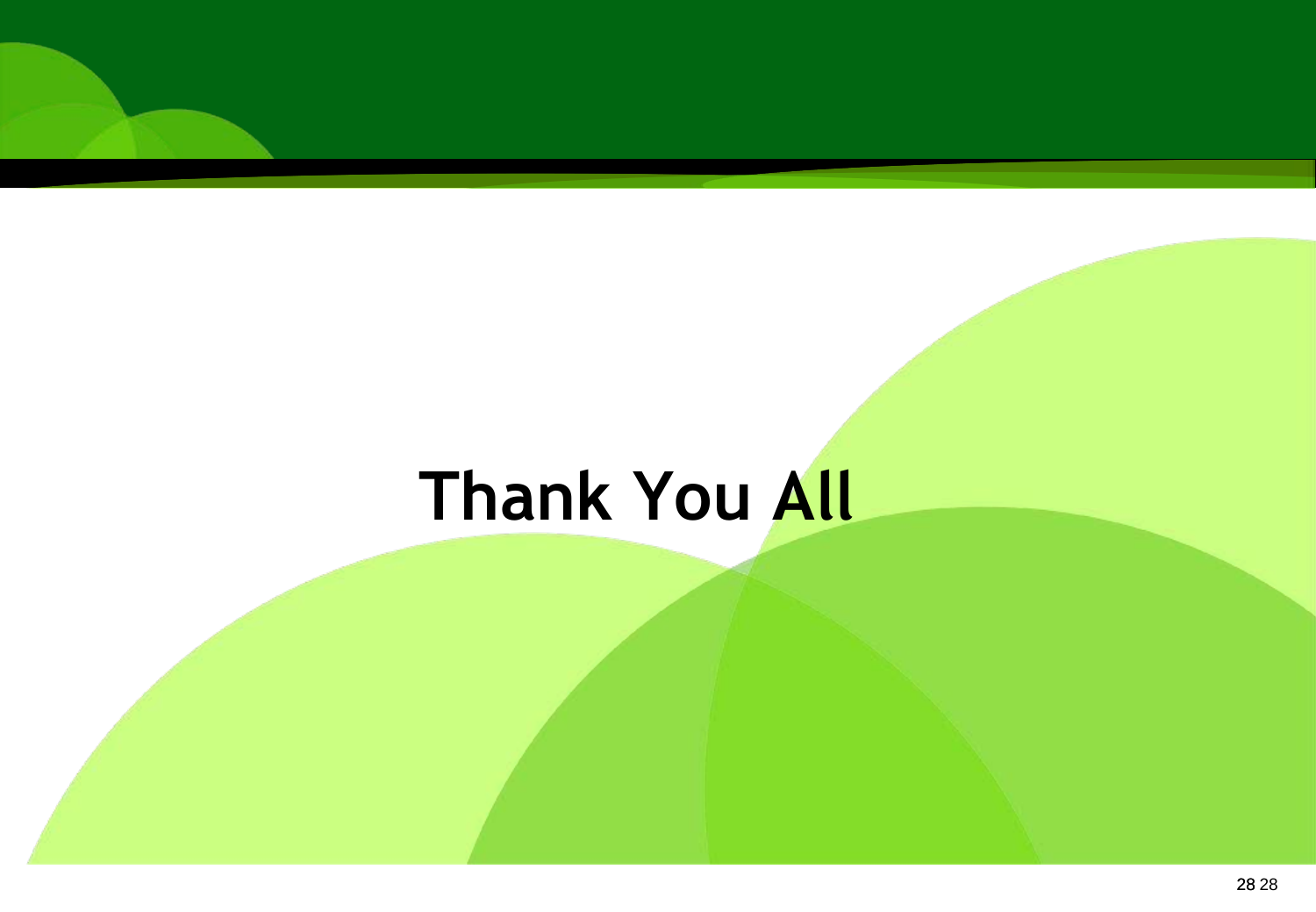# Thank You All